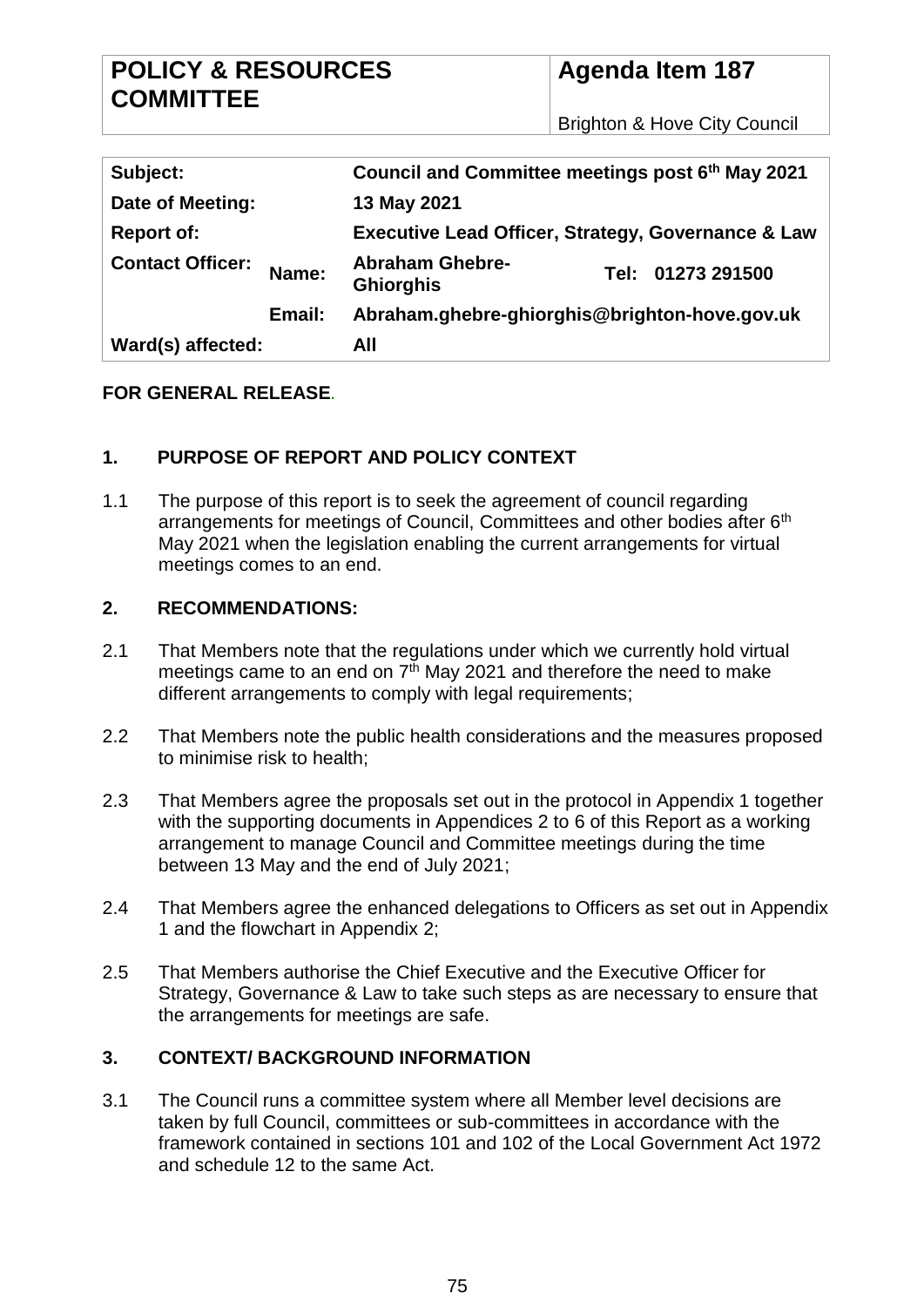| POLICY & RESOURCES COMMITTEE | Agenda Item 187 |
|---|---|
| | Brighton & Hove City Council |

| | | | |
|---|---|---|---|
| **Subject:** | | **Council and Committee meetings post 6th May 2021** | |
| **Date of Meeting:** | | **13 May 2021** | |
| **Report of:** | | **Executive Lead Officer, Strategy, Governance & Law** | |
| **Contact Officer:** | **Name:** | **Abraham Ghebre-Ghiorghis** | **Tel: 01273 291500** |
| | **Email:** | **Abraham.ghebre-ghiorghis@brighton-hove.gov.uk** | |
| **Ward(s) affected:** | | **All** | |

**FOR GENERAL RELEASE.**

## 1. PURPOSE OF REPORT AND POLICY CONTEXT

1.1 The purpose of this report is to seek the agreement of council regarding arrangements for meetings of Council, Committees and other bodies after 6th May 2021 when the legislation enabling the current arrangements for virtual meetings comes to an end.

## 2. RECOMMENDATIONS:

2.1 That Members note that the regulations under which we currently hold virtual meetings came to an end on 7th May 2021 and therefore the need to make different arrangements to comply with legal requirements;

2.2 That Members note the public health considerations and the measures proposed to minimise risk to health;

2.3 That Members agree the proposals set out in the protocol in Appendix 1 together with the supporting documents in Appendices 2 to 6 of this Report as a working arrangement to manage Council and Committee meetings during the time between 13 May and the end of July 2021;

2.4 That Members agree the enhanced delegations to Officers as set out in Appendix 1 and the flowchart in Appendix 2;

2.5 That Members authorise the Chief Executive and the Executive Officer for Strategy, Governance & Law to take such steps as are necessary to ensure that the arrangements for meetings are safe.

## 3. CONTEXT/ BACKGROUND INFORMATION

3.1 The Council runs a committee system where all Member level decisions are taken by full Council, committees or sub-committees in accordance with the framework contained in sections 101 and 102 of the Local Government Act 1972 and schedule 12 to the same Act.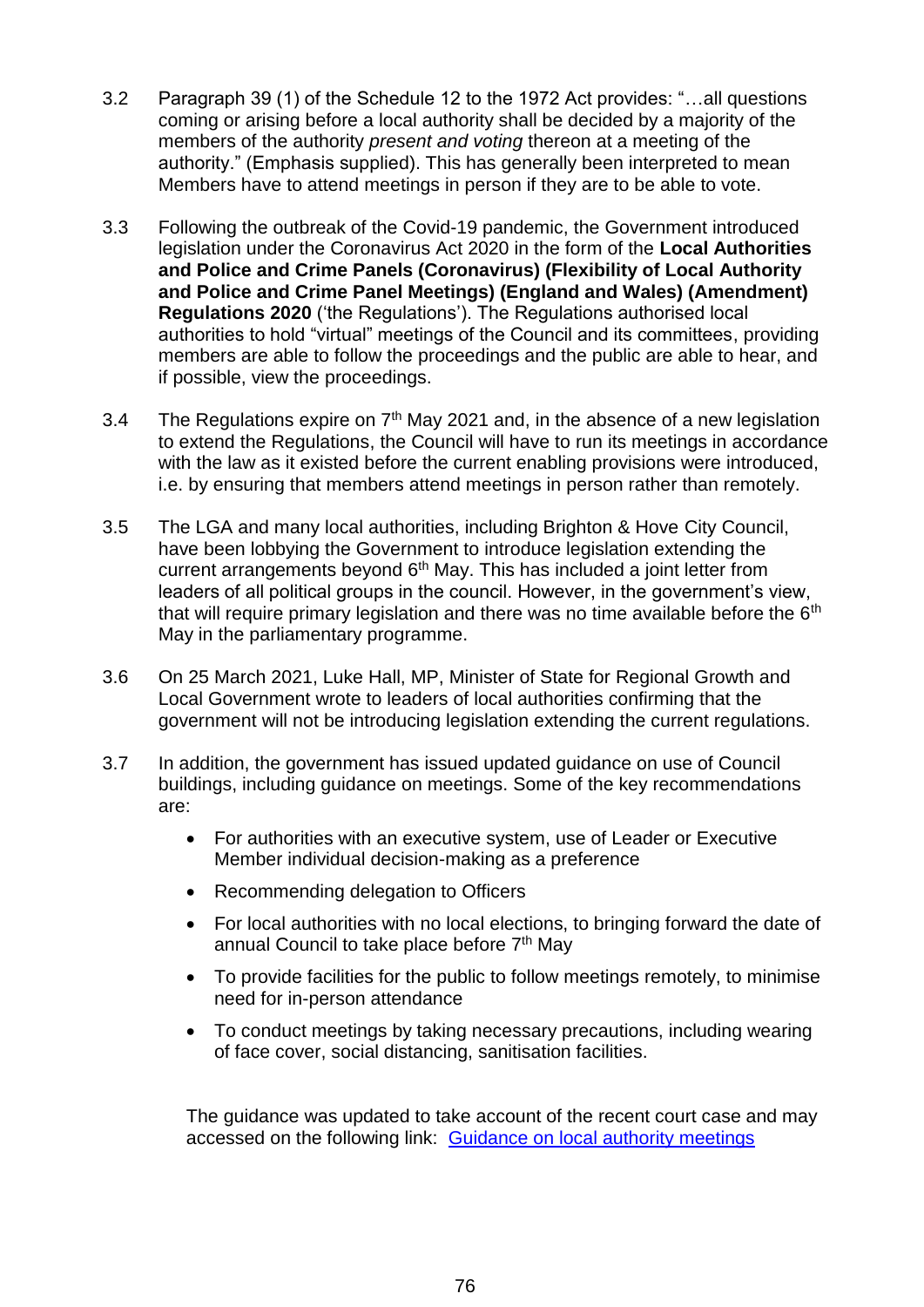3.2 Paragraph 39 (1) of the Schedule 12 to the 1972 Act provides: "…all questions coming or arising before a local authority shall be decided by a majority of the members of the authority *present and voting* thereon at a meeting of the authority." (Emphasis supplied). This has generally been interpreted to mean Members have to attend meetings in person if they are to be able to vote.

3.3 Following the outbreak of the Covid-19 pandemic, the Government introduced legislation under the Coronavirus Act 2020 in the form of the **Local Authorities and Police and Crime Panels (Coronavirus) (Flexibility of Local Authority and Police and Crime Panel Meetings) (England and Wales) (Amendment) Regulations 2020** ('the Regulations'). The Regulations authorised local authorities to hold "virtual" meetings of the Council and its committees, providing members are able to follow the proceedings and the public are able to hear, and if possible, view the proceedings.

3.4 The Regulations expire on 7th May 2021 and, in the absence of a new legislation to extend the Regulations, the Council will have to run its meetings in accordance with the law as it existed before the current enabling provisions were introduced, i.e. by ensuring that members attend meetings in person rather than remotely.

3.5 The LGA and many local authorities, including Brighton & Hove City Council, have been lobbying the Government to introduce legislation extending the current arrangements beyond 6th May. This has included a joint letter from leaders of all political groups in the council. However, in the government's view, that will require primary legislation and there was no time available before the 6th May in the parliamentary programme.

3.6 On 25 March 2021, Luke Hall, MP, Minister of State for Regional Growth and Local Government wrote to leaders of local authorities confirming that the government will not be introducing legislation extending the current regulations.

3.7 In addition, the government has issued updated guidance on use of Council buildings, including guidance on meetings. Some of the key recommendations are:

- For authorities with an executive system, use of Leader or Executive Member individual decision-making as a preference
- Recommending delegation to Officers
- For local authorities with no local elections, to bringing forward the date of annual Council to take place before 7th May
- To provide facilities for the public to follow meetings remotely, to minimise need for in-person attendance
- To conduct meetings by taking necessary precautions, including wearing of face cover, social distancing, sanitisation facilities.

The guidance was updated to take account of the recent court case and may accessed on the following link: [Guidance on local authority meetings]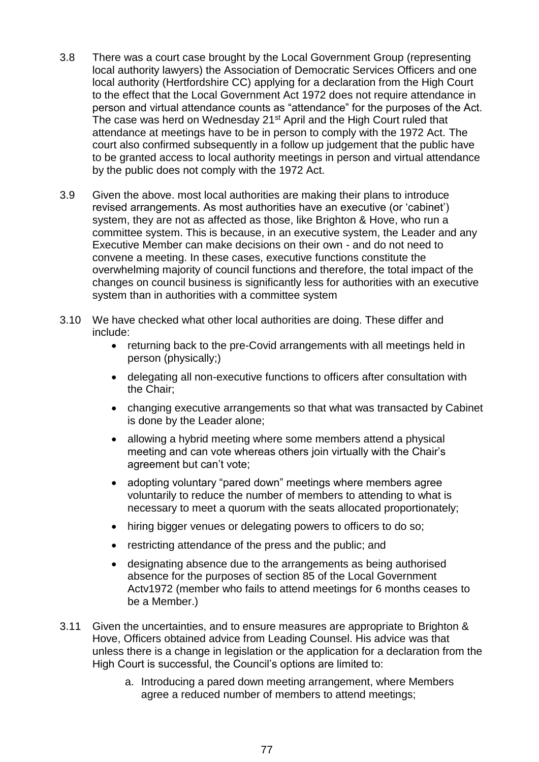3.8 There was a court case brought by the Local Government Group (representing local authority lawyers) the Association of Democratic Services Officers and one local authority (Hertfordshire CC) applying for a declaration from the High Court to the effect that the Local Government Act 1972 does not require attendance in person and virtual attendance counts as "attendance" for the purposes of the Act. The case was herd on Wednesday 21st April and the High Court ruled that attendance at meetings have to be in person to comply with the 1972 Act. The court also confirmed subsequently in a follow up judgement that the public have to be granted access to local authority meetings in person and virtual attendance by the public does not comply with the 1972 Act.

3.9 Given the above. most local authorities are making their plans to introduce revised arrangements. As most authorities have an executive (or 'cabinet') system, they are not as affected as those, like Brighton & Hove, who run a committee system. This is because, in an executive system, the Leader and any Executive Member can make decisions on their own - and do not need to convene a meeting. In these cases, executive functions constitute the overwhelming majority of council functions and therefore, the total impact of the changes on council business is significantly less for authorities with an executive system than in authorities with a committee system

3.10 We have checked what other local authorities are doing. These differ and include:

- returning back to the pre-Covid arrangements with all meetings held in person (physically;)
- delegating all non-executive functions to officers after consultation with the Chair;
- changing executive arrangements so that what was transacted by Cabinet is done by the Leader alone;
- allowing a hybrid meeting where some members attend a physical meeting and can vote whereas others join virtually with the Chair's agreement but can't vote;
- adopting voluntary "pared down" meetings where members agree voluntarily to reduce the number of members to attending to what is necessary to meet a quorum with the seats allocated proportionately;
- hiring bigger venues or delegating powers to officers to do so;
- restricting attendance of the press and the public; and
- designating absence due to the arrangements as being authorised absence for the purposes of section 85 of the Local Government Actv1972 (member who fails to attend meetings for 6 months ceases to be a Member.)

3.11 Given the uncertainties, and to ensure measures are appropriate to Brighton & Hove, Officers obtained advice from Leading Counsel. His advice was that unless there is a change in legislation or the application for a declaration from the High Court is successful, the Council's options are limited to:

a. Introducing a pared down meeting arrangement, where Members agree a reduced number of members to attend meetings;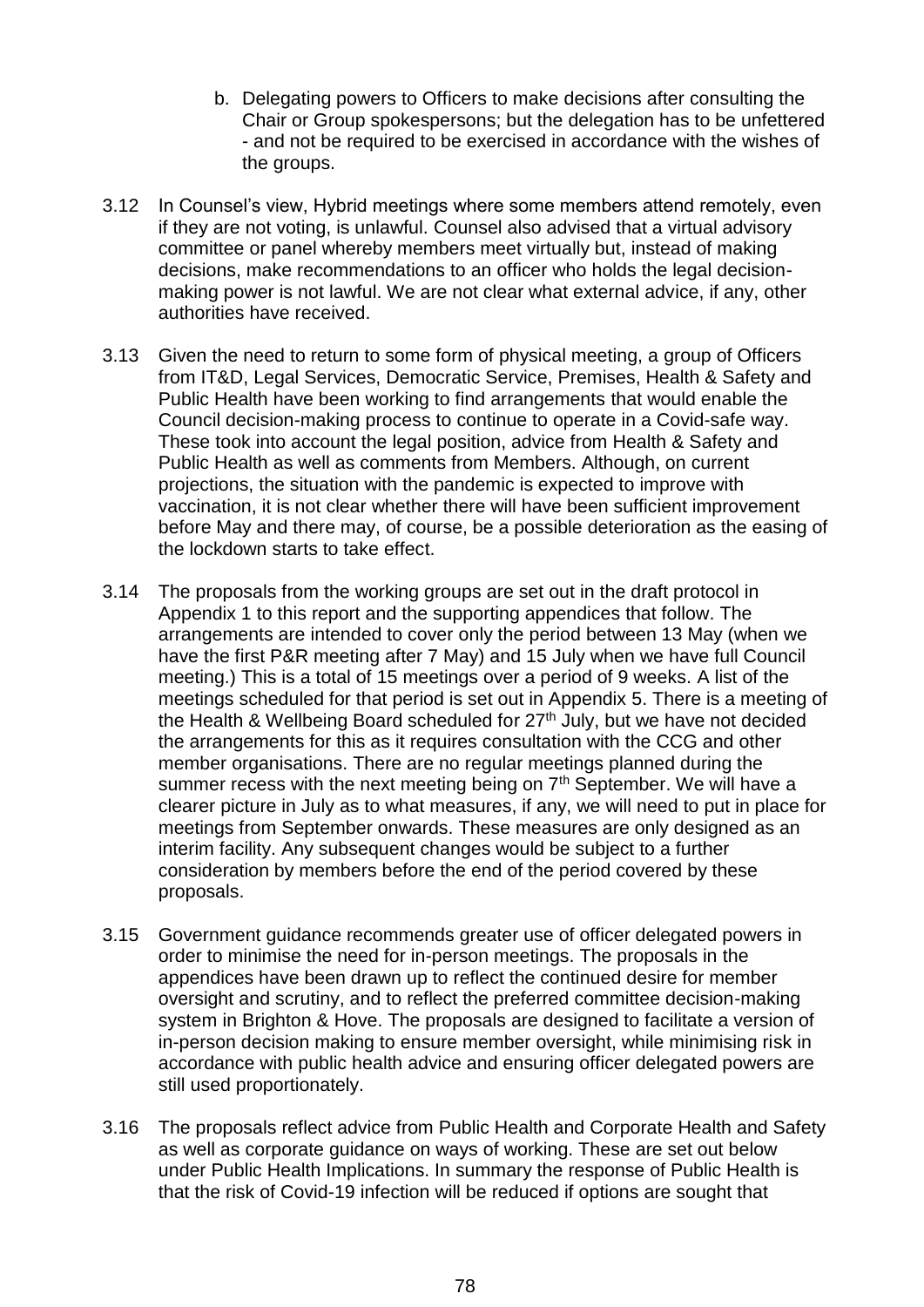b. Delegating powers to Officers to make decisions after consulting the Chair or Group spokespersons; but the delegation has to be unfettered - and not be required to be exercised in accordance with the wishes of the groups.

3.12 In Counsel's view, Hybrid meetings where some members attend remotely, even if they are not voting, is unlawful. Counsel also advised that a virtual advisory committee or panel whereby members meet virtually but, instead of making decisions, make recommendations to an officer who holds the legal decision-making power is not lawful. We are not clear what external advice, if any, other authorities have received.

3.13 Given the need to return to some form of physical meeting, a group of Officers from IT&D, Legal Services, Democratic Service, Premises, Health & Safety and Public Health have been working to find arrangements that would enable the Council decision-making process to continue to operate in a Covid-safe way. These took into account the legal position, advice from Health & Safety and Public Health as well as comments from Members. Although, on current projections, the situation with the pandemic is expected to improve with vaccination, it is not clear whether there will have been sufficient improvement before May and there may, of course, be a possible deterioration as the easing of the lockdown starts to take effect.

3.14 The proposals from the working groups are set out in the draft protocol in Appendix 1 to this report and the supporting appendices that follow. The arrangements are intended to cover only the period between 13 May (when we have the first P&R meeting after 7 May) and 15 July when we have full Council meeting.) This is a total of 15 meetings over a period of 9 weeks. A list of the meetings scheduled for that period is set out in Appendix 5. There is a meeting of the Health & Wellbeing Board scheduled for 27th July, but we have not decided the arrangements for this as it requires consultation with the CCG and other member organisations. There are no regular meetings planned during the summer recess with the next meeting being on 7th September. We will have a clearer picture in July as to what measures, if any, we will need to put in place for meetings from September onwards. These measures are only designed as an interim facility. Any subsequent changes would be subject to a further consideration by members before the end of the period covered by these proposals.

3.15 Government guidance recommends greater use of officer delegated powers in order to minimise the need for in-person meetings. The proposals in the appendices have been drawn up to reflect the continued desire for member oversight and scrutiny, and to reflect the preferred committee decision-making system in Brighton & Hove. The proposals are designed to facilitate a version of in-person decision making to ensure member oversight, while minimising risk in accordance with public health advice and ensuring officer delegated powers are still used proportionately.

3.16 The proposals reflect advice from Public Health and Corporate Health and Safety as well as corporate guidance on ways of working. These are set out below under Public Health Implications. In summary the response of Public Health is that the risk of Covid-19 infection will be reduced if options are sought that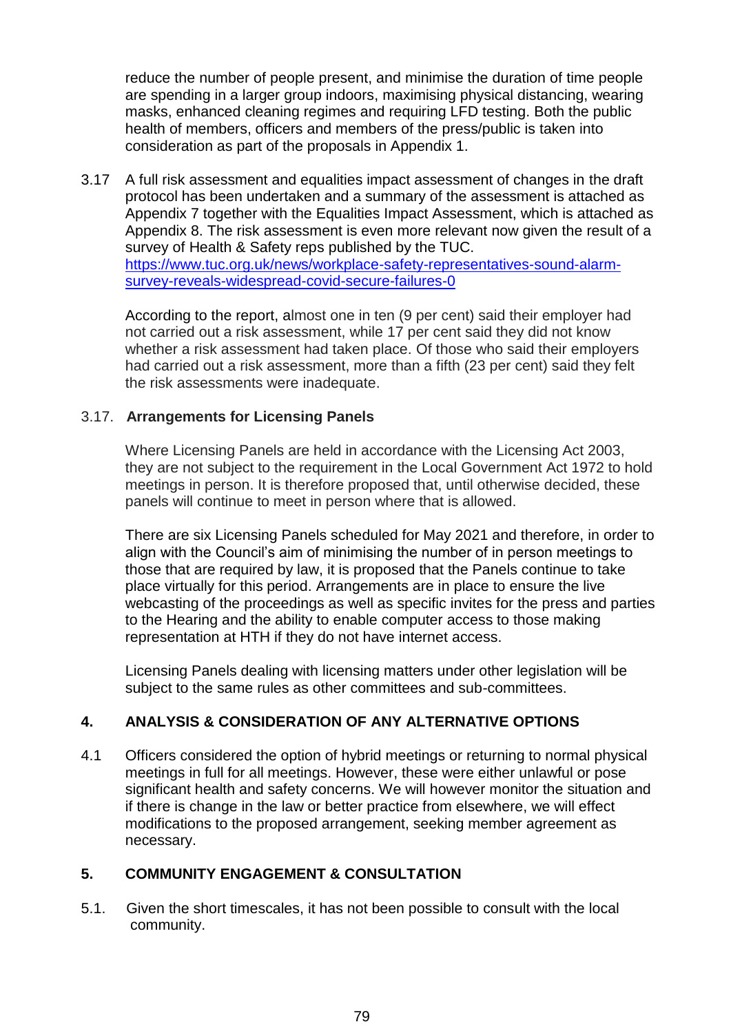reduce the number of people present, and minimise the duration of time people are spending in a larger group indoors, maximising physical distancing, wearing masks, enhanced cleaning regimes and requiring LFD testing. Both the public health of members, officers and members of the press/public is taken into consideration as part of the proposals in Appendix 1.

3.17 A full risk assessment and equalities impact assessment of changes in the draft protocol has been undertaken and a summary of the assessment is attached as Appendix 7 together with the Equalities Impact Assessment, which is attached as Appendix 8. The risk assessment is even more relevant now given the result of a survey of Health & Safety reps published by the TUC. [https://www.tuc.org.uk/news/workplace-safety-representatives-sound-alarm-survey-reveals-widespread-covid-secure-failures-0](https://www.tuc.org.uk/news/workplace-safety-representatives-sound-alarm-survey-reveals-widespread-covid-secure-failures-0)

According to the report, almost one in ten (9 per cent) said their employer had not carried out a risk assessment, while 17 per cent said they did not know whether a risk assessment had taken place. Of those who said their employers had carried out a risk assessment, more than a fifth (23 per cent) said they felt the risk assessments were inadequate.

3.17. **Arrangements for Licensing Panels**

Where Licensing Panels are held in accordance with the Licensing Act 2003, they are not subject to the requirement in the Local Government Act 1972 to hold meetings in person. It is therefore proposed that, until otherwise decided, these panels will continue to meet in person where that is allowed.

There are six Licensing Panels scheduled for May 2021 and therefore, in order to align with the Council's aim of minimising the number of in person meetings to those that are required by law, it is proposed that the Panels continue to take place virtually for this period. Arrangements are in place to ensure the live webcasting of the proceedings as well as specific invites for the press and parties to the Hearing and the ability to enable computer access to those making representation at HTH if they do not have internet access.

Licensing Panels dealing with licensing matters under other legislation will be subject to the same rules as other committees and sub-committees.

## 4. ANALYSIS & CONSIDERATION OF ANY ALTERNATIVE OPTIONS

4.1 Officers considered the option of hybrid meetings or returning to normal physical meetings in full for all meetings. However, these were either unlawful or pose significant health and safety concerns. We will however monitor the situation and if there is change in the law or better practice from elsewhere, we will effect modifications to the proposed arrangement, seeking member agreement as necessary.

## 5. COMMUNITY ENGAGEMENT & CONSULTATION

5.1. Given the short timescales, it has not been possible to consult with the local community.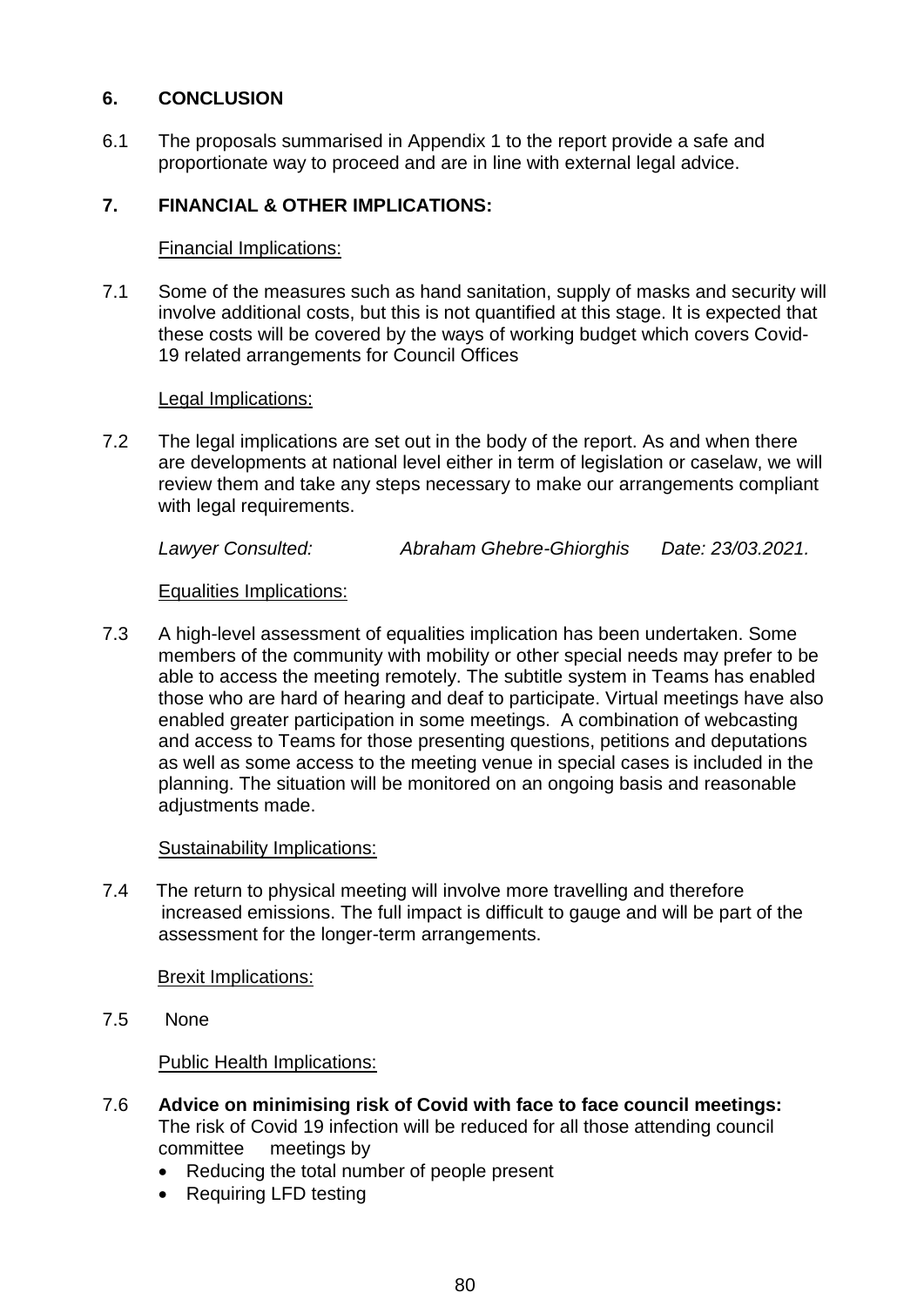## 6. CONCLUSION

6.1 The proposals summarised in Appendix 1 to the report provide a safe and proportionate way to proceed and are in line with external legal advice.

## 7. FINANCIAL & OTHER IMPLICATIONS:

Financial Implications:

7.1 Some of the measures such as hand sanitation, supply of masks and security will involve additional costs, but this is not quantified at this stage. It is expected that these costs will be covered by the ways of working budget which covers Covid-19 related arrangements for Council Offices

Legal Implications:

7.2 The legal implications are set out in the body of the report. As and when there are developments at national level either in term of legislation or caselaw, we will review them and take any steps necessary to make our arrangements compliant with legal requirements.

*Lawyer Consulted: Abraham Ghebre-Ghiorghis Date: 23/03.2021.*

Equalities Implications:

7.3 A high-level assessment of equalities implication has been undertaken. Some members of the community with mobility or other special needs may prefer to be able to access the meeting remotely. The subtitle system in Teams has enabled those who are hard of hearing and deaf to participate. Virtual meetings have also enabled greater participation in some meetings. A combination of webcasting and access to Teams for those presenting questions, petitions and deputations as well as some access to the meeting venue in special cases is included in the planning. The situation will be monitored on an ongoing basis and reasonable adjustments made.

Sustainability Implications:

7.4 The return to physical meeting will involve more travelling and therefore increased emissions. The full impact is difficult to gauge and will be part of the assessment for the longer-term arrangements.

Brexit Implications:

7.5 None

Public Health Implications:

7.6 **Advice on minimising risk of Covid with face to face council meetings:** The risk of Covid 19 infection will be reduced for all those attending council committee meetings by

- Reducing the total number of people present
- Requiring LFD testing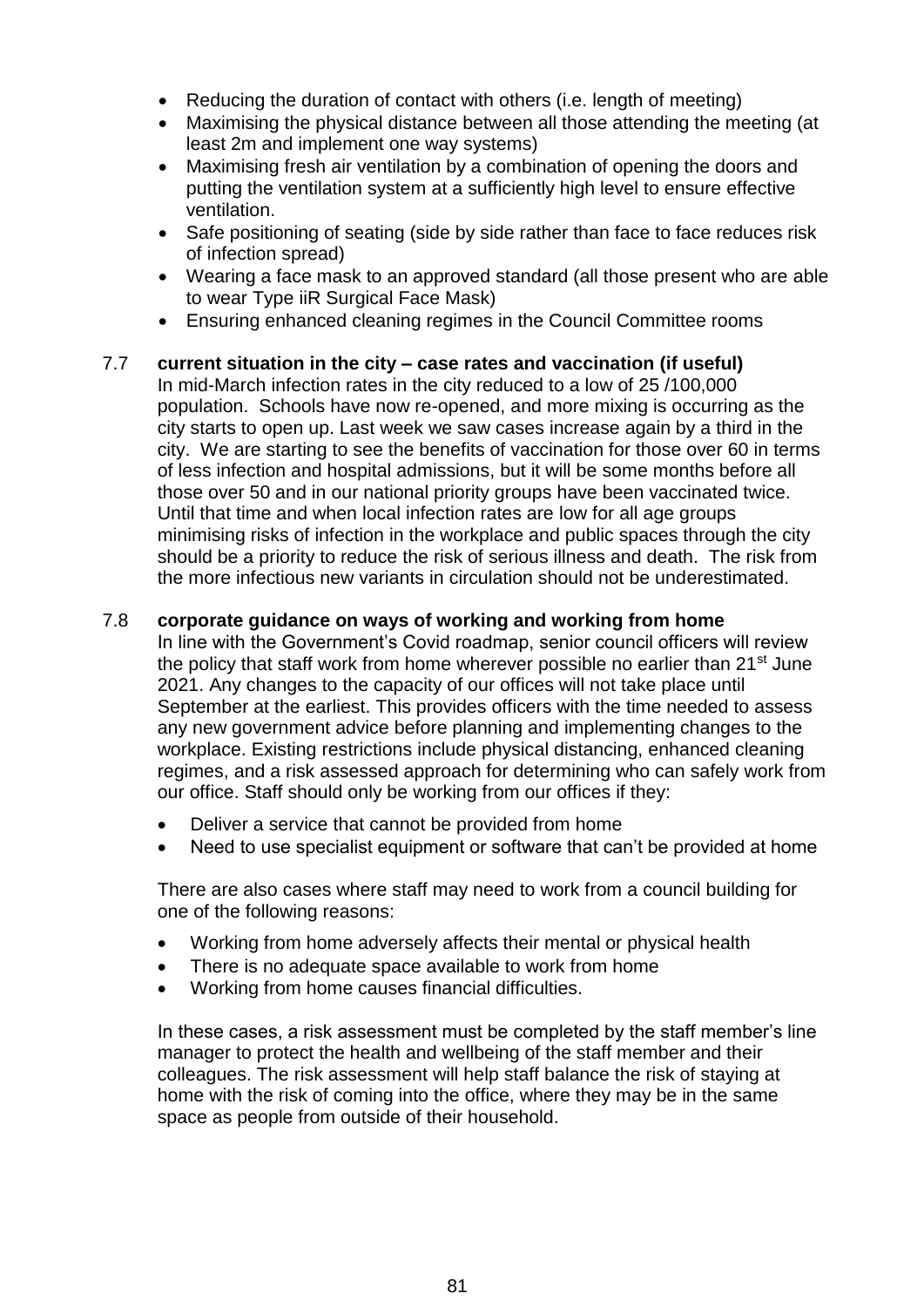- Reducing the duration of contact with others (i.e. length of meeting)
- Maximising the physical distance between all those attending the meeting (at least 2m and implement one way systems)
- Maximising fresh air ventilation by a combination of opening the doors and putting the ventilation system at a sufficiently high level to ensure effective ventilation.
- Safe positioning of seating (side by side rather than face to face reduces risk of infection spread)
- Wearing a face mask to an approved standard (all those present who are able to wear Type iiR Surgical Face Mask)
- Ensuring enhanced cleaning regimes in the Council Committee rooms

7.7 **current situation in the city – case rates and vaccination (if useful)**

In mid-March infection rates in the city reduced to a low of 25 /100,000 population. Schools have now re-opened, and more mixing is occurring as the city starts to open up. Last week we saw cases increase again by a third in the city. We are starting to see the benefits of vaccination for those over 60 in terms of less infection and hospital admissions, but it will be some months before all those over 50 and in our national priority groups have been vaccinated twice. Until that time and when local infection rates are low for all age groups minimising risks of infection in the workplace and public spaces through the city should be a priority to reduce the risk of serious illness and death. The risk from the more infectious new variants in circulation should not be underestimated.

7.8 **corporate guidance on ways of working and working from home**

In line with the Government's Covid roadmap, senior council officers will review the policy that staff work from home wherever possible no earlier than 21st June 2021. Any changes to the capacity of our offices will not take place until September at the earliest. This provides officers with the time needed to assess any new government advice before planning and implementing changes to the workplace. Existing restrictions include physical distancing, enhanced cleaning regimes, and a risk assessed approach for determining who can safely work from our office. Staff should only be working from our offices if they:

- Deliver a service that cannot be provided from home
- Need to use specialist equipment or software that can't be provided at home

There are also cases where staff may need to work from a council building for one of the following reasons:

- Working from home adversely affects their mental or physical health
- There is no adequate space available to work from home
- Working from home causes financial difficulties.

In these cases, a risk assessment must be completed by the staff member's line manager to protect the health and wellbeing of the staff member and their colleagues. The risk assessment will help staff balance the risk of staying at home with the risk of coming into the office, where they may be in the same space as people from outside of their household.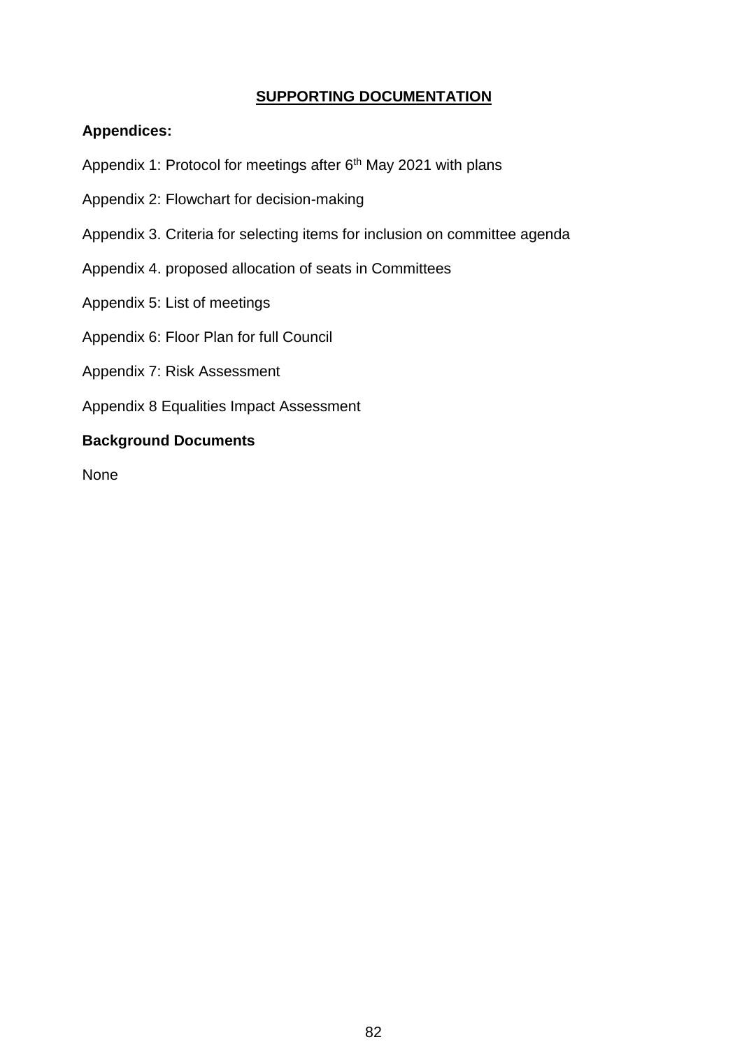## SUPPORTING DOCUMENTATION

**Appendices:**

Appendix 1: Protocol for meetings after 6th May 2021 with plans

Appendix 2: Flowchart for decision-making

Appendix 3. Criteria for selecting items for inclusion on committee agenda

Appendix 4. proposed allocation of seats in Committees

Appendix 5: List of meetings

Appendix 6: Floor Plan for full Council

Appendix 7: Risk Assessment

Appendix 8 Equalities Impact Assessment

**Background Documents**

None